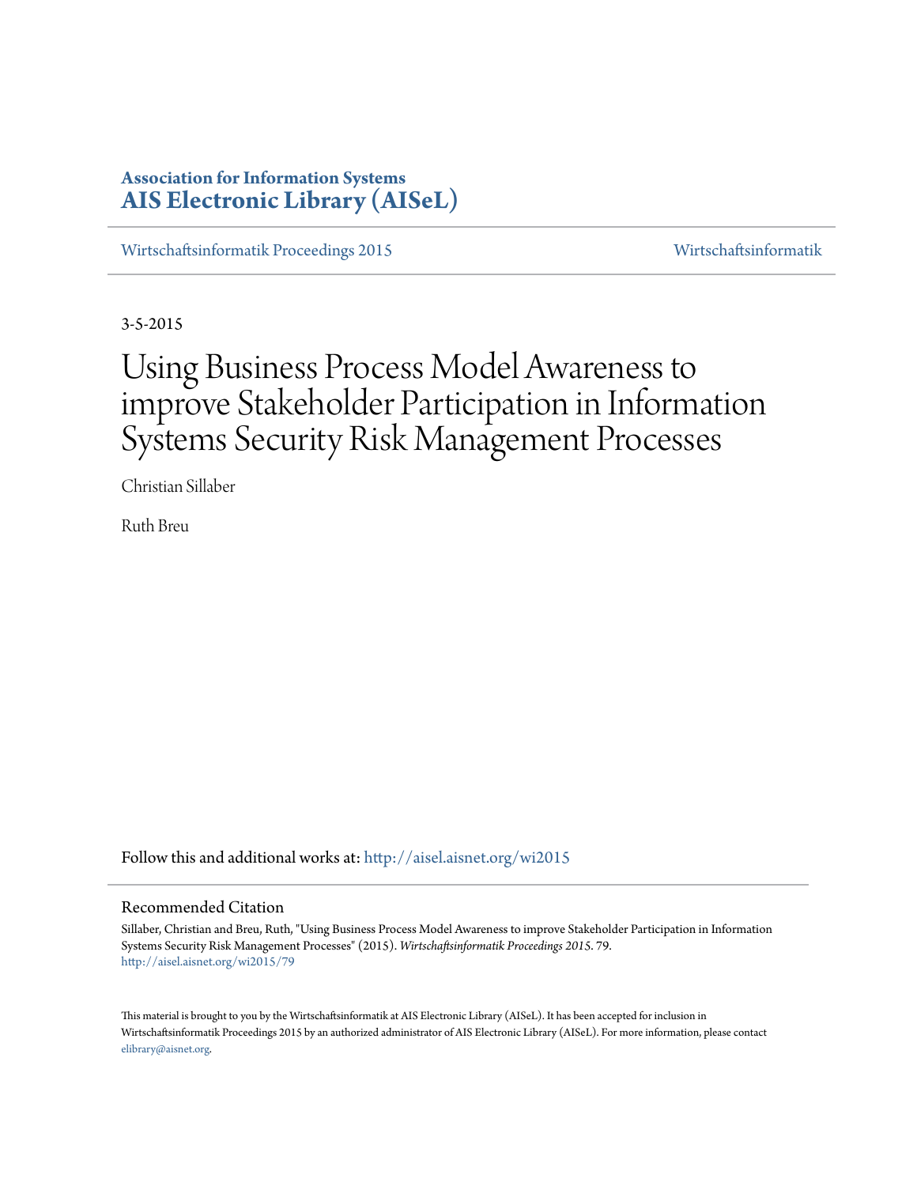**Association for Information Systems**
**AIS Electronic Library (AISeL)**

Wirtschaftsinformatik Proceedings 2015 | Wirtschaftsinformatik

3-5-2015

# Using Business Process Model Awareness to improve Stakeholder Participation in Information Systems Security Risk Management Processes

Christian Sillaber

Ruth Breu

Follow this and additional works at: http://aisel.aisnet.org/wi2015

## Recommended Citation

Sillaber, Christian and Breu, Ruth, "Using Business Process Model Awareness to improve Stakeholder Participation in Information Systems Security Risk Management Processes" (2015). *Wirtschaftsinformatik Proceedings 2015*. 79.
http://aisel.aisnet.org/wi2015/79

This material is brought to you by the Wirtschaftsinformatik at AIS Electronic Library (AISeL). It has been accepted for inclusion in Wirtschaftsinformatik Proceedings 2015 by an authorized administrator of AIS Electronic Library (AISeL). For more information, please contact elibrary@aisnet.org.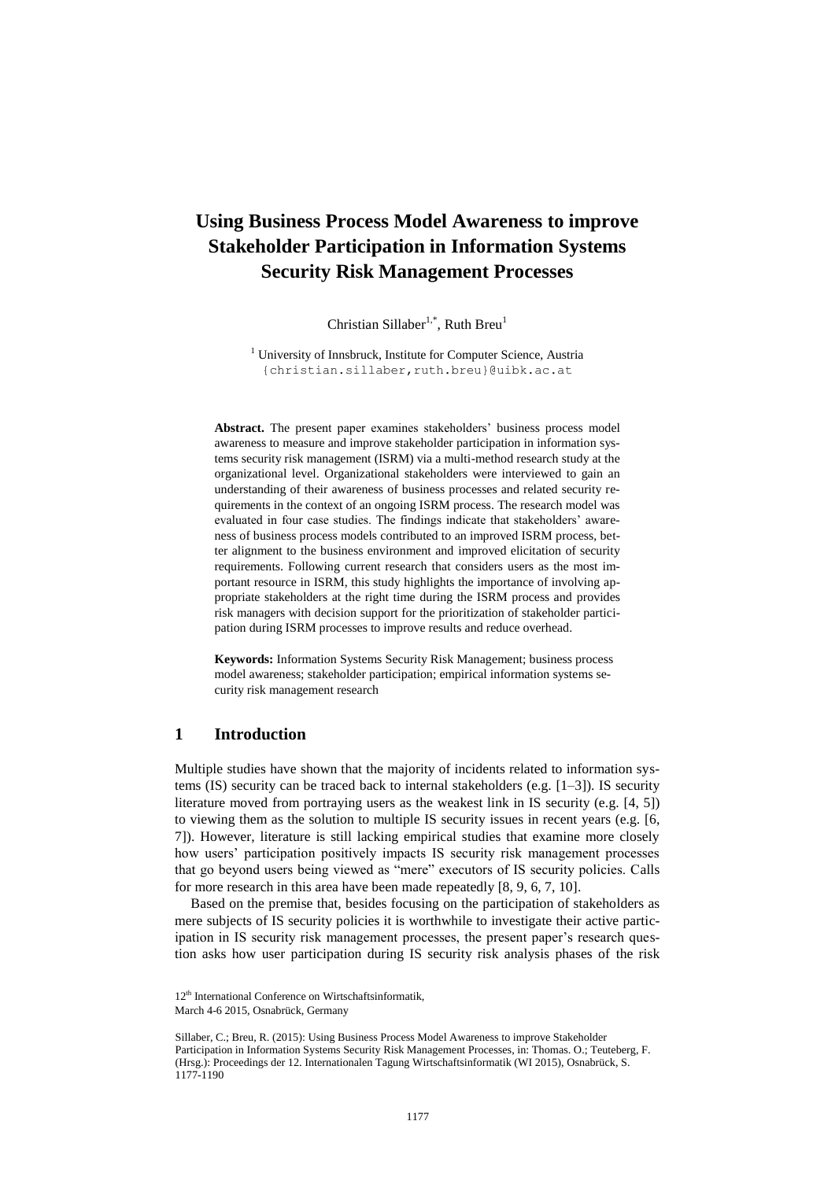# Using Business Process Model Awareness to improve Stakeholder Participation in Information Systems Security Risk Management Processes

Christian Sillaber[1,*], Ruth Breu[1]

[1] University of Innsbruck, Institute for Computer Science, Austria
{christian.sillaber,ruth.breu}@uibk.ac.at

**Abstract.** The present paper examines stakeholders' business process model awareness to measure and improve stakeholder participation in information systems security risk management (ISRM) via a multi-method research study at the organizational level. Organizational stakeholders were interviewed to gain an understanding of their awareness of business processes and related security requirements in the context of an ongoing ISRM process. The research model was evaluated in four case studies. The findings indicate that stakeholders' awareness of business process models contributed to an improved ISRM process, better alignment to the business environment and improved elicitation of security requirements. Following current research that considers users as the most important resource in ISRM, this study highlights the importance of involving appropriate stakeholders at the right time during the ISRM process and provides risk managers with decision support for the prioritization of stakeholder participation during ISRM processes to improve results and reduce overhead.

**Keywords:** Information Systems Security Risk Management; business process model awareness; stakeholder participation; empirical information systems security risk management research

## 1 Introduction

Multiple studies have shown that the majority of incidents related to information systems (IS) security can be traced back to internal stakeholders (e.g. [1–3]). IS security literature moved from portraying users as the weakest link in IS security (e.g. [4, 5]) to viewing them as the solution to multiple IS security issues in recent years (e.g. [6, 7]). However, literature is still lacking empirical studies that examine more closely how users' participation positively impacts IS security risk management processes that go beyond users being viewed as "mere" executors of IS security policies. Calls for more research in this area have been made repeatedly [8, 9, 6, 7, 10].

Based on the premise that, besides focusing on the participation of stakeholders as mere subjects of IS security policies it is worthwhile to investigate their active participation in IS security risk management processes, the present paper's research question asks how user participation during IS security risk analysis phases of the risk

12th International Conference on Wirtschaftsinformatik,
March 4-6 2015, Osnabrück, Germany

Sillaber, C.; Breu, R. (2015): Using Business Process Model Awareness to improve Stakeholder Participation in Information Systems Security Risk Management Processes, in: Thomas. O.; Teuteberg, F. (Hrsg.): Proceedings der 12. Internationalen Tagung Wirtschaftsinformatik (WI 2015), Osnabrück, S. 1177-1190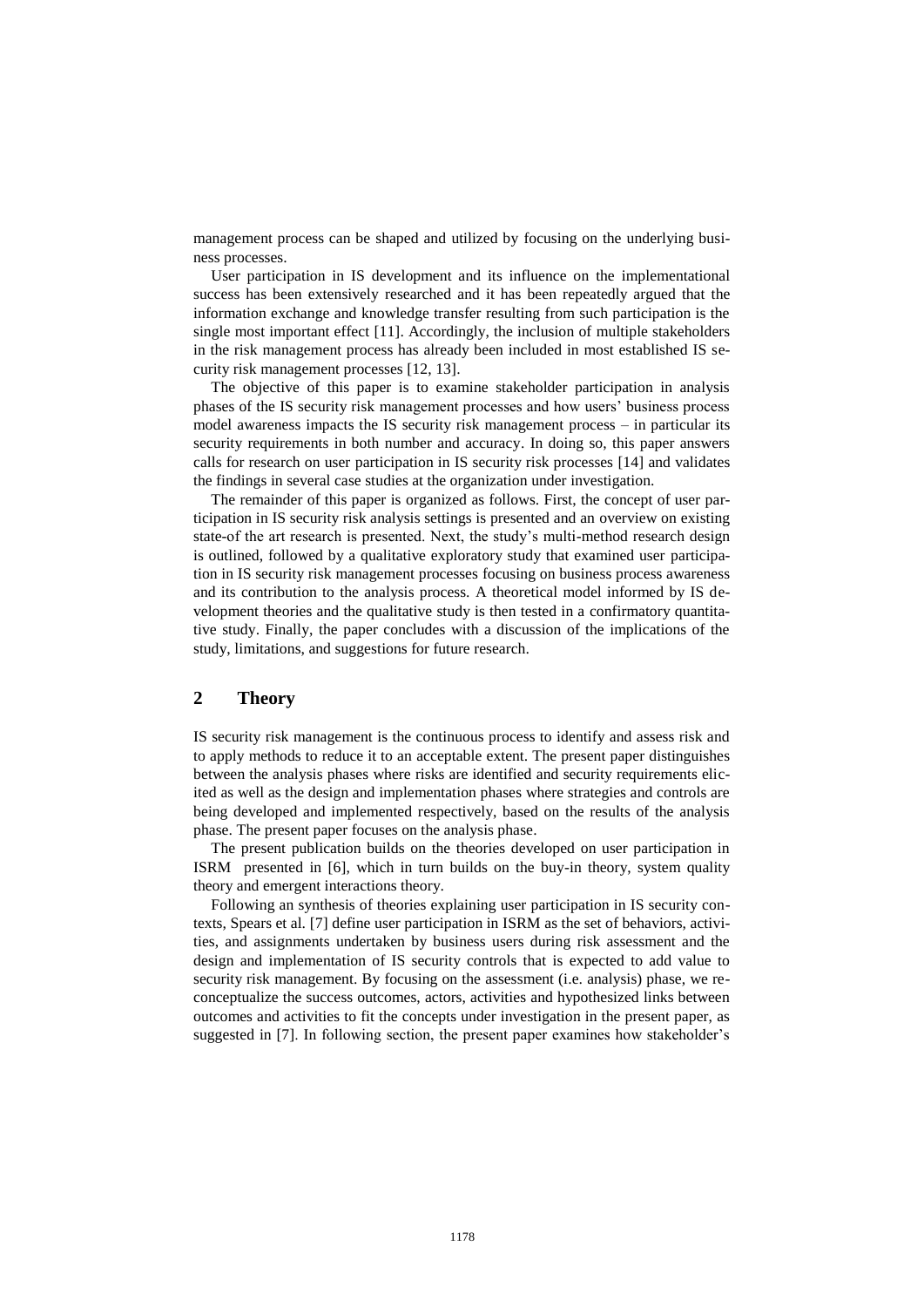management process can be shaped and utilized by focusing on the underlying business processes.

User participation in IS development and its influence on the implementational success has been extensively researched and it has been repeatedly argued that the information exchange and knowledge transfer resulting from such participation is the single most important effect [11]. Accordingly, the inclusion of multiple stakeholders in the risk management process has already been included in most established IS security risk management processes [12, 13].

The objective of this paper is to examine stakeholder participation in analysis phases of the IS security risk management processes and how users' business process model awareness impacts the IS security risk management process – in particular its security requirements in both number and accuracy. In doing so, this paper answers calls for research on user participation in IS security risk processes [14] and validates the findings in several case studies at the organization under investigation.

The remainder of this paper is organized as follows. First, the concept of user participation in IS security risk analysis settings is presented and an overview on existing state-of the art research is presented. Next, the study's multi-method research design is outlined, followed by a qualitative exploratory study that examined user participation in IS security risk management processes focusing on business process awareness and its contribution to the analysis process. A theoretical model informed by IS development theories and the qualitative study is then tested in a confirmatory quantitative study. Finally, the paper concludes with a discussion of the implications of the study, limitations, and suggestions for future research.

## 2 Theory

IS security risk management is the continuous process to identify and assess risk and to apply methods to reduce it to an acceptable extent. The present paper distinguishes between the analysis phases where risks are identified and security requirements elicited as well as the design and implementation phases where strategies and controls are being developed and implemented respectively, based on the results of the analysis phase. The present paper focuses on the analysis phase.

The present publication builds on the theories developed on user participation in ISRM presented in [6], which in turn builds on the buy-in theory, system quality theory and emergent interactions theory.

Following an synthesis of theories explaining user participation in IS security contexts, Spears et al. [7] define user participation in ISRM as the set of behaviors, activities, and assignments undertaken by business users during risk assessment and the design and implementation of IS security controls that is expected to add value to security risk management. By focusing on the assessment (i.e. analysis) phase, we reconceptualize the success outcomes, actors, activities and hypothesized links between outcomes and activities to fit the concepts under investigation in the present paper, as suggested in [7]. In following section, the present paper examines how stakeholder's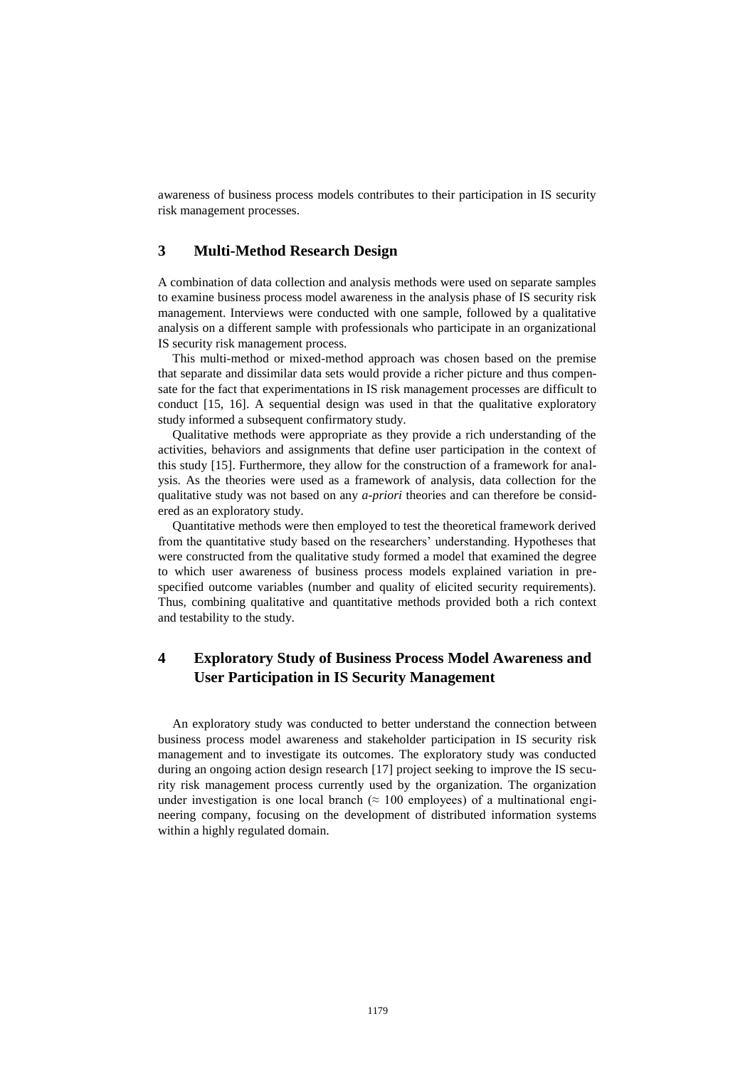awareness of business process models contributes to their participation in IS security risk management processes.

## 3 Multi-Method Research Design

A combination of data collection and analysis methods were used on separate samples to examine business process model awareness in the analysis phase of IS security risk management. Interviews were conducted with one sample, followed by a qualitative analysis on a different sample with professionals who participate in an organizational IS security risk management process.

This multi-method or mixed-method approach was chosen based on the premise that separate and dissimilar data sets would provide a richer picture and thus compensate for the fact that experimentations in IS risk management processes are difficult to conduct [15, 16]. A sequential design was used in that the qualitative exploratory study informed a subsequent confirmatory study.

Qualitative methods were appropriate as they provide a rich understanding of the activities, behaviors and assignments that define user participation in the context of this study [15]. Furthermore, they allow for the construction of a framework for analysis. As the theories were used as a framework of analysis, data collection for the qualitative study was not based on any *a-priori* theories and can therefore be considered as an exploratory study.

Quantitative methods were then employed to test the theoretical framework derived from the quantitative study based on the researchers' understanding. Hypotheses that were constructed from the qualitative study formed a model that examined the degree to which user awareness of business process models explained variation in pre-specified outcome variables (number and quality of elicited security requirements). Thus, combining qualitative and quantitative methods provided both a rich context and testability to the study.

## 4 Exploratory Study of Business Process Model Awareness and User Participation in IS Security Management

An exploratory study was conducted to better understand the connection between business process model awareness and stakeholder participation in IS security risk management and to investigate its outcomes. The exploratory study was conducted during an ongoing action design research [17] project seeking to improve the IS security risk management process currently used by the organization. The organization under investigation is one local branch ($\approx$ 100 employees) of a multinational engineering company, focusing on the development of distributed information systems within a highly regulated domain.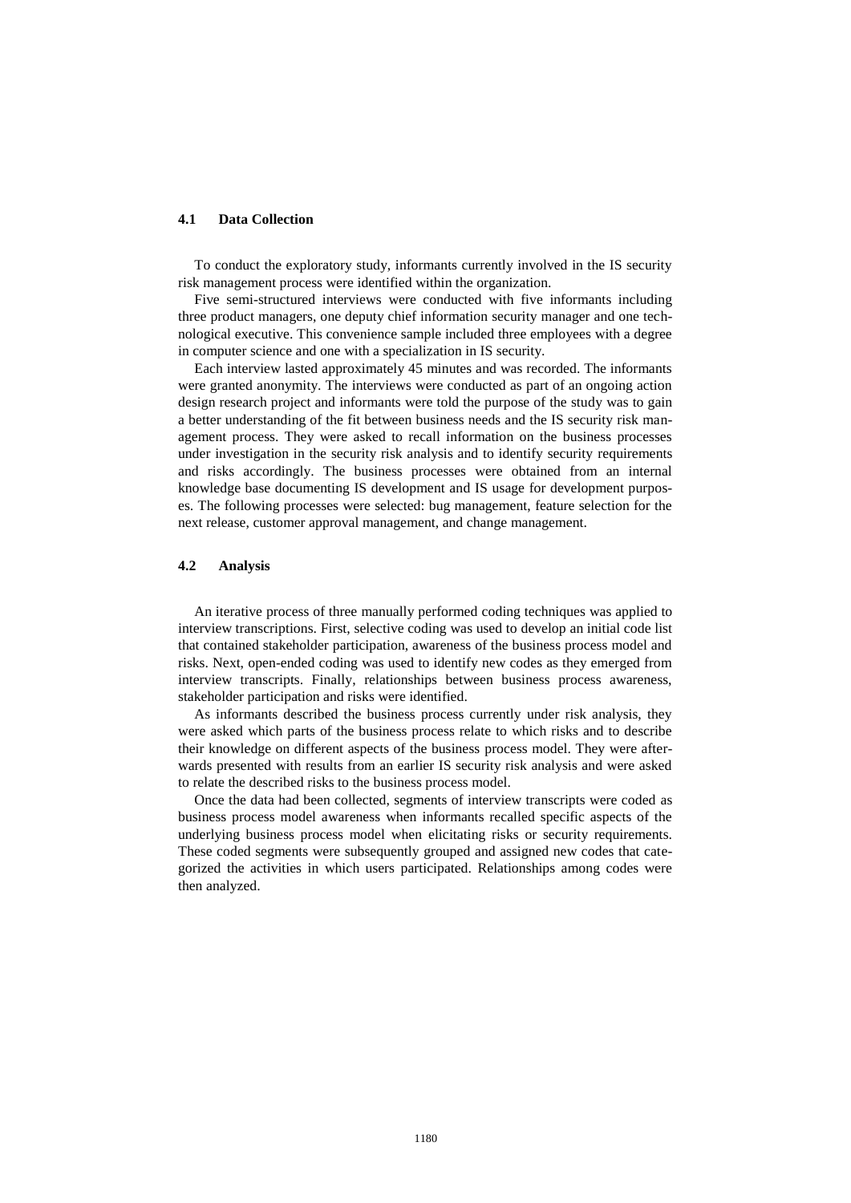### 4.1 Data Collection

To conduct the exploratory study, informants currently involved in the IS security risk management process were identified within the organization.

Five semi-structured interviews were conducted with five informants including three product managers, one deputy chief information security manager and one technological executive. This convenience sample included three employees with a degree in computer science and one with a specialization in IS security.

Each interview lasted approximately 45 minutes and was recorded. The informants were granted anonymity. The interviews were conducted as part of an ongoing action design research project and informants were told the purpose of the study was to gain a better understanding of the fit between business needs and the IS security risk management process. They were asked to recall information on the business processes under investigation in the security risk analysis and to identify security requirements and risks accordingly. The business processes were obtained from an internal knowledge base documenting IS development and IS usage for development purposes. The following processes were selected: bug management, feature selection for the next release, customer approval management, and change management.

### 4.2 Analysis

An iterative process of three manually performed coding techniques was applied to interview transcriptions. First, selective coding was used to develop an initial code list that contained stakeholder participation, awareness of the business process model and risks. Next, open-ended coding was used to identify new codes as they emerged from interview transcripts. Finally, relationships between business process awareness, stakeholder participation and risks were identified.

As informants described the business process currently under risk analysis, they were asked which parts of the business process relate to which risks and to describe their knowledge on different aspects of the business process model. They were afterwards presented with results from an earlier IS security risk analysis and were asked to relate the described risks to the business process model.

Once the data had been collected, segments of interview transcripts were coded as business process model awareness when informants recalled specific aspects of the underlying business process model when elicitating risks or security requirements. These coded segments were subsequently grouped and assigned new codes that categorized the activities in which users participated. Relationships among codes were then analyzed.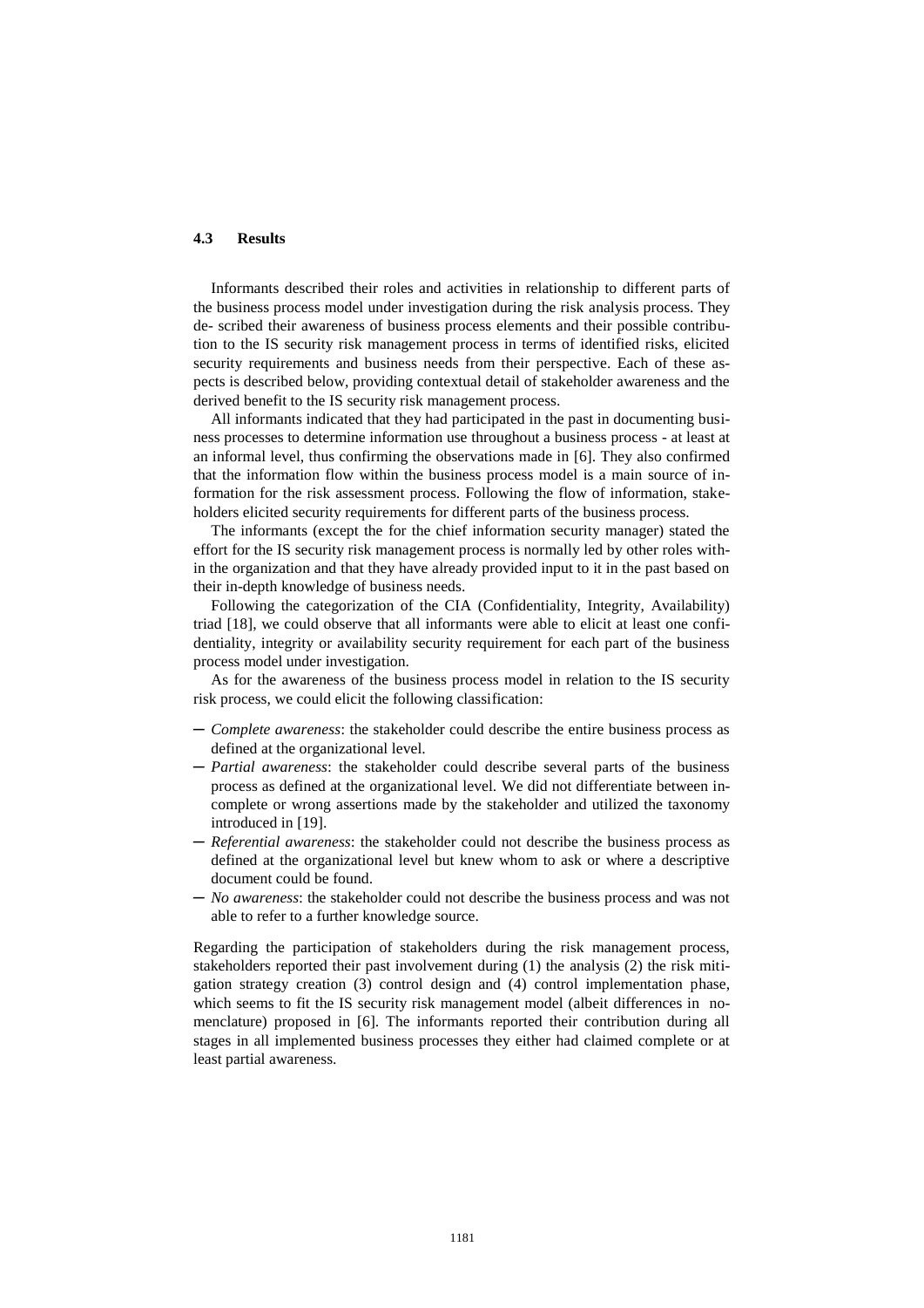### 4.3 Results

Informants described their roles and activities in relationship to different parts of the business process model under investigation during the risk analysis process. They de- scribed their awareness of business process elements and their possible contribution to the IS security risk management process in terms of identified risks, elicited security requirements and business needs from their perspective. Each of these aspects is described below, providing contextual detail of stakeholder awareness and the derived benefit to the IS security risk management process.

All informants indicated that they had participated in the past in documenting business processes to determine information use throughout a business process - at least at an informal level, thus confirming the observations made in [6]. They also confirmed that the information flow within the business process model is a main source of information for the risk assessment process. Following the flow of information, stakeholders elicited security requirements for different parts of the business process.

The informants (except the for the chief information security manager) stated the effort for the IS security risk management process is normally led by other roles within the organization and that they have already provided input to it in the past based on their in-depth knowledge of business needs.

Following the categorization of the CIA (Confidentiality, Integrity, Availability) triad [18], we could observe that all informants were able to elicit at least one confidentiality, integrity or availability security requirement for each part of the business process model under investigation.

As for the awareness of the business process model in relation to the IS security risk process, we could elicit the following classification:

- *Complete awareness*: the stakeholder could describe the entire business process as defined at the organizational level.
- *Partial awareness*: the stakeholder could describe several parts of the business process as defined at the organizational level. We did not differentiate between incomplete or wrong assertions made by the stakeholder and utilized the taxonomy introduced in [19].
- *Referential awareness*: the stakeholder could not describe the business process as defined at the organizational level but knew whom to ask or where a descriptive document could be found.
- *No awareness*: the stakeholder could not describe the business process and was not able to refer to a further knowledge source.

Regarding the participation of stakeholders during the risk management process, stakeholders reported their past involvement during (1) the analysis (2) the risk mitigation strategy creation (3) control design and (4) control implementation phase, which seems to fit the IS security risk management model (albeit differences in nomenclature) proposed in [6]. The informants reported their contribution during all stages in all implemented business processes they either had claimed complete or at least partial awareness.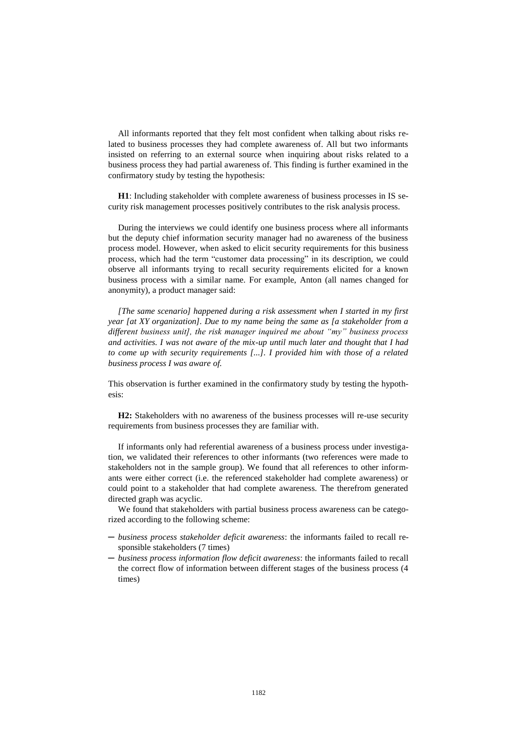All informants reported that they felt most confident when talking about risks related to business processes they had complete awareness of. All but two informants insisted on referring to an external source when inquiring about risks related to a business process they had partial awareness of. This finding is further examined in the confirmatory study by testing the hypothesis:

**H1**: Including stakeholder with complete awareness of business processes in IS security risk management processes positively contributes to the risk analysis process.

During the interviews we could identify one business process where all informants but the deputy chief information security manager had no awareness of the business process model. However, when asked to elicit security requirements for this business process, which had the term "customer data processing" in its description, we could observe all informants trying to recall security requirements elicited for a known business process with a similar name. For example, Anton (all names changed for anonymity), a product manager said:

*[The same scenario] happened during a risk assessment when I started in my first year [at XY organization]. Due to my name being the same as [a stakeholder from a different business unit], the risk manager inquired me about "my" business process and activities. I was not aware of the mix-up until much later and thought that I had to come up with security requirements [...]. I provided him with those of a related business process I was aware of.*

This observation is further examined in the confirmatory study by testing the hypothesis:

**H2:** Stakeholders with no awareness of the business processes will re-use security requirements from business processes they are familiar with.

If informants only had referential awareness of a business process under investigation, we validated their references to other informants (two references were made to stakeholders not in the sample group). We found that all references to other informants were either correct (i.e. the referenced stakeholder had complete awareness) or could point to a stakeholder that had complete awareness. The therefrom generated directed graph was acyclic.

We found that stakeholders with partial business process awareness can be categorized according to the following scheme:

- *business process stakeholder deficit awareness*: the informants failed to recall responsible stakeholders (7 times)
- *business process information flow deficit awareness*: the informants failed to recall the correct flow of information between different stages of the business process (4 times)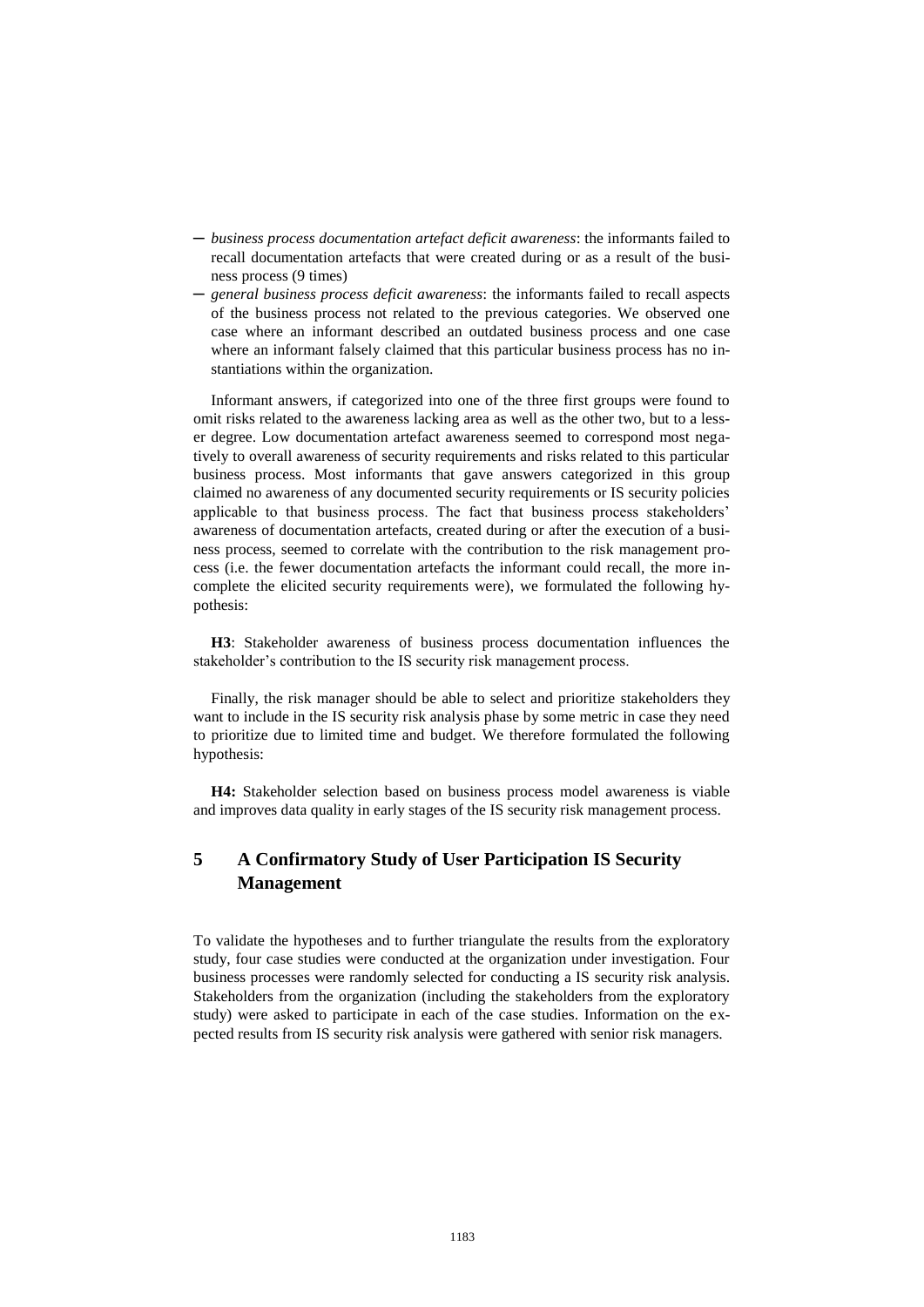- *business process documentation artefact deficit awareness*: the informants failed to recall documentation artefacts that were created during or as a result of the business process (9 times)
- *general business process deficit awareness*: the informants failed to recall aspects of the business process not related to the previous categories. We observed one case where an informant described an outdated business process and one case where an informant falsely claimed that this particular business process has no instantiations within the organization.

Informant answers, if categorized into one of the three first groups were found to omit risks related to the awareness lacking area as well as the other two, but to a lesser degree. Low documentation artefact awareness seemed to correspond most negatively to overall awareness of security requirements and risks related to this particular business process. Most informants that gave answers categorized in this group claimed no awareness of any documented security requirements or IS security policies applicable to that business process. The fact that business process stakeholders' awareness of documentation artefacts, created during or after the execution of a business process, seemed to correlate with the contribution to the risk management process (i.e. the fewer documentation artefacts the informant could recall, the more incomplete the elicited security requirements were), we formulated the following hypothesis:

**H3**: Stakeholder awareness of business process documentation influences the stakeholder's contribution to the IS security risk management process.

Finally, the risk manager should be able to select and prioritize stakeholders they want to include in the IS security risk analysis phase by some metric in case they need to prioritize due to limited time and budget. We therefore formulated the following hypothesis:

**H4:** Stakeholder selection based on business process model awareness is viable and improves data quality in early stages of the IS security risk management process.

## 5 A Confirmatory Study of User Participation IS Security Management

To validate the hypotheses and to further triangulate the results from the exploratory study, four case studies were conducted at the organization under investigation. Four business processes were randomly selected for conducting a IS security risk analysis. Stakeholders from the organization (including the stakeholders from the exploratory study) were asked to participate in each of the case studies. Information on the expected results from IS security risk analysis were gathered with senior risk managers.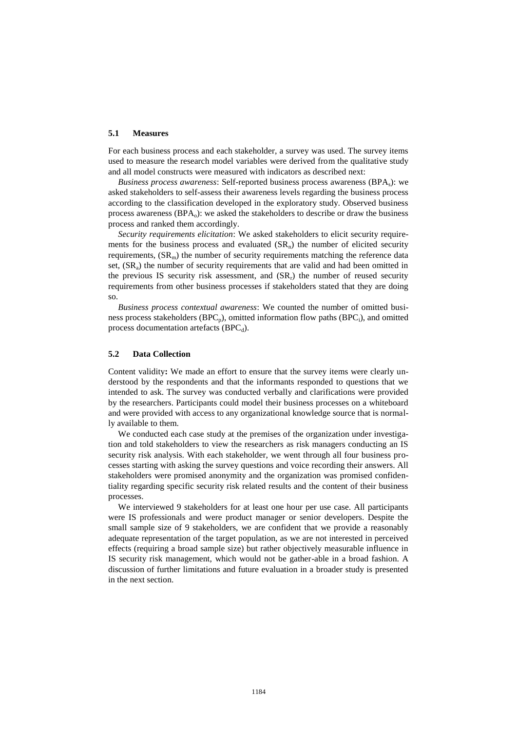### 5.1 Measures

For each business process and each stakeholder, a survey was used. The survey items used to measure the research model variables were derived from the qualitative study and all model constructs were measured with indicators as described next:

*Business process awareness*: Self-reported business process awareness ($BPA_s$): we asked stakeholders to self-assess their awareness levels regarding the business process according to the classification developed in the exploratory study. Observed business process awareness ($BPA_o$): we asked the stakeholders to describe or draw the business process and ranked them accordingly.

*Security requirements elicitation*: We asked stakeholders to elicit security requirements for the business process and evaluated ($SR_n$) the number of elicited security requirements, ($SR_m$) the number of security requirements matching the reference data set, ($SR_a$) the number of security requirements that are valid and had been omitted in the previous IS security risk assessment, and ($SR_r$) the number of reused security requirements from other business processes if stakeholders stated that they are doing so.

*Business process contextual awareness*: We counted the number of omitted business process stakeholders ($BPC_p$), omitted information flow paths ($BPC_i$), and omitted process documentation artefacts ($BPC_d$).

### 5.2 Data Collection

Content validity**:** We made an effort to ensure that the survey items were clearly understood by the respondents and that the informants responded to questions that we intended to ask. The survey was conducted verbally and clarifications were provided by the researchers. Participants could model their business processes on a whiteboard and were provided with access to any organizational knowledge source that is normally available to them.

We conducted each case study at the premises of the organization under investigation and told stakeholders to view the researchers as risk managers conducting an IS security risk analysis. With each stakeholder, we went through all four business processes starting with asking the survey questions and voice recording their answers. All stakeholders were promised anonymity and the organization was promised confidentiality regarding specific security risk related results and the content of their business processes.

We interviewed 9 stakeholders for at least one hour per use case. All participants were IS professionals and were product manager or senior developers. Despite the small sample size of 9 stakeholders, we are confident that we provide a reasonably adequate representation of the target population, as we are not interested in perceived effects (requiring a broad sample size) but rather objectively measurable influence in IS security risk management, which would not be gather-able in a broad fashion. A discussion of further limitations and future evaluation in a broader study is presented in the next section.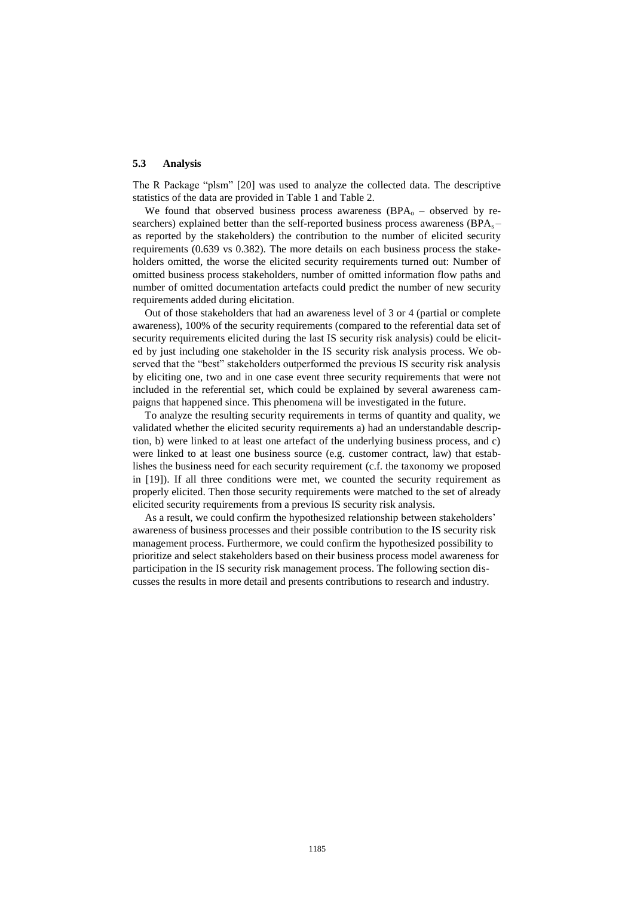### 5.3 Analysis

The R Package "plsm" [20] was used to analyze the collected data. The descriptive statistics of the data are provided in Table 1 and Table 2.

We found that observed business process awareness ($BPA_o$ – observed by researchers) explained better than the self-reported business process awareness ($BPA_s$ – as reported by the stakeholders) the contribution to the number of elicited security requirements (0.639 vs 0.382). The more details on each business process the stakeholders omitted, the worse the elicited security requirements turned out: Number of omitted business process stakeholders, number of omitted information flow paths and number of omitted documentation artefacts could predict the number of new security requirements added during elicitation.

Out of those stakeholders that had an awareness level of 3 or 4 (partial or complete awareness), 100% of the security requirements (compared to the referential data set of security requirements elicited during the last IS security risk analysis) could be elicited by just including one stakeholder in the IS security risk analysis process. We observed that the "best" stakeholders outperformed the previous IS security risk analysis by eliciting one, two and in one case event three security requirements that were not included in the referential set, which could be explained by several awareness campaigns that happened since. This phenomena will be investigated in the future.

To analyze the resulting security requirements in terms of quantity and quality, we validated whether the elicited security requirements a) had an understandable description, b) were linked to at least one artefact of the underlying business process, and c) were linked to at least one business source (e.g. customer contract, law) that establishes the business need for each security requirement (c.f. the taxonomy we proposed in [19]). If all three conditions were met, we counted the security requirement as properly elicited. Then those security requirements were matched to the set of already elicited security requirements from a previous IS security risk analysis.

As a result, we could confirm the hypothesized relationship between stakeholders' awareness of business processes and their possible contribution to the IS security risk management process. Furthermore, we could confirm the hypothesized possibility to prioritize and select stakeholders based on their business process model awareness for participation in the IS security risk management process. The following section discusses the results in more detail and presents contributions to research and industry.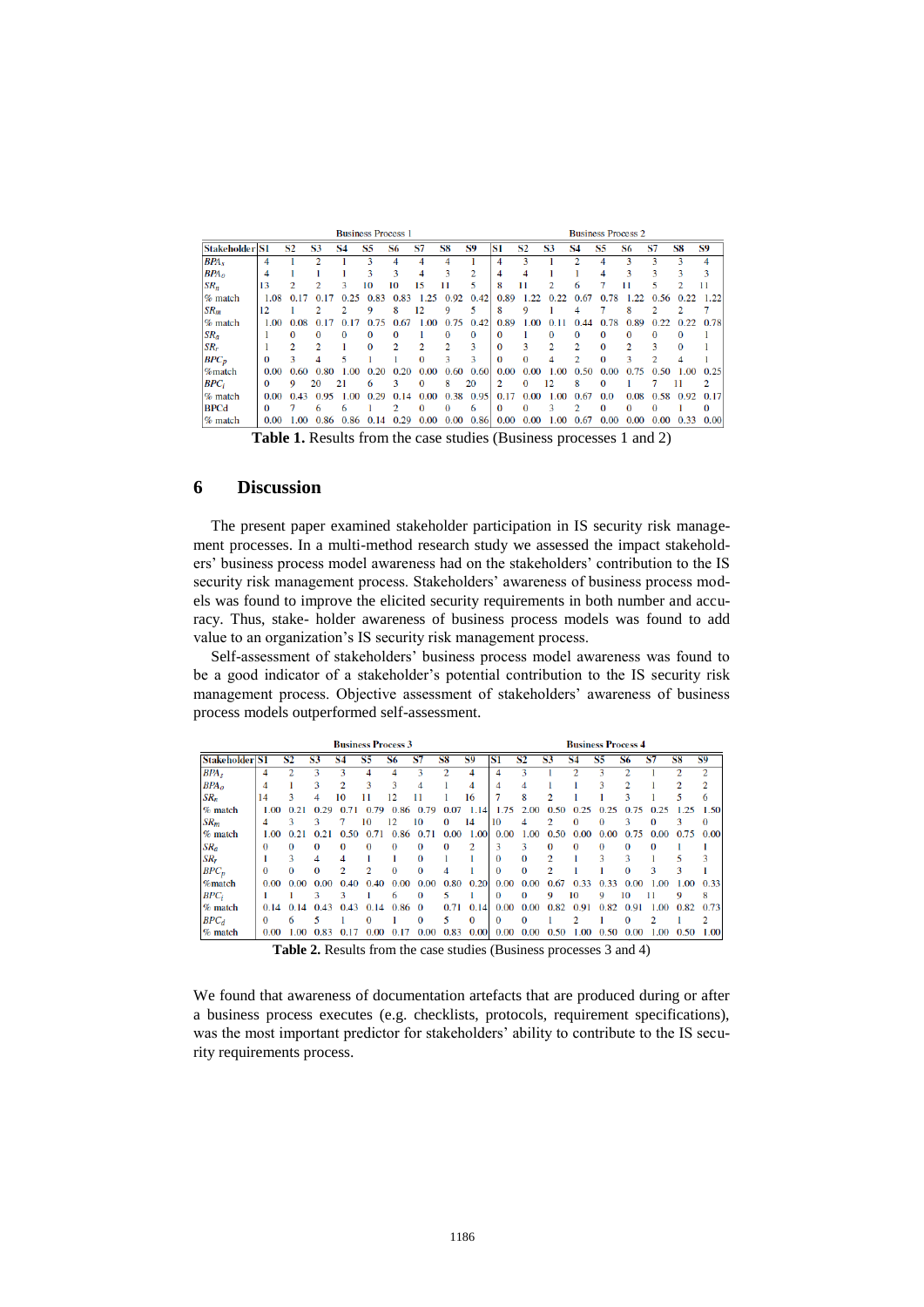| Stakeholder | Business Process 1 | | | | | | | | | Business Process 2 | | | | | | | | |
|---|---|---|---|---|---|---|---|---|---|---|---|---|---|---|---|---|---|---|
| | S1 | S2 | S3 | S4 | S5 | S6 | S7 | S8 | S9 | S1 | S2 | S3 | S4 | S5 | S6 | S7 | S8 | S9 |
| $BPA_s$ | 4 | 1 | 2 | 1 | 3 | 4 | 4 | 4 | 1 | 4 | 3 | 1 | 2 | 4 | 3 | 3 | 3 | 4 |
| $BPA_o$ | 4 | 1 | 1 | 1 | 3 | 3 | 4 | 3 | 2 | 4 | 4 | 1 | 1 | 4 | 3 | 3 | 3 | 3 |
| $SR_n$ | 13 | 2 | 2 | 3 | 10 | 10 | 15 | 11 | 5 | 8 | 11 | 2 | 6 | 7 | 11 | 5 | 2 | 11 |
| % match | 1.08 | 0.17 | 0.17 | 0.25 | 0.83 | 0.83 | 1.25 | 0.92 | 0.42 | 0.89 | 1.22 | 0.22 | 0.67 | 0.78 | 1.22 | 0.56 | 0.22 | 1.22 |
| $SR_m$ | 12 | 1 | 2 | 2 | 9 | 8 | 12 | 9 | 5 | 8 | 9 | 1 | 4 | 7 | 8 | 2 | 2 | 7 |
| % match | 1.00 | 0.08 | 0.17 | 0.17 | 0.75 | 0.67 | 1.00 | 0.75 | 0.42 | 0.89 | 1.00 | 0.11 | 0.44 | 0.78 | 0.89 | 0.22 | 0.22 | 0.78 |
| $SR_a$ | 1 | 0 | 0 | 0 | 0 | 0 | 1 | 0 | 0 | 0 | 1 | 0 | 0 | 0 | 0 | 0 | 0 | 1 |
| $SR_r$ | 1 | 2 | 2 | 1 | 0 | 2 | 2 | 2 | 3 | 0 | 3 | 2 | 2 | 0 | 2 | 3 | 0 | 1 |
| $BPC_p$ | 0 | 3 | 4 | 5 | 1 | 1 | 0 | 3 | 3 | 0 | 0 | 4 | 2 | 0 | 3 | 2 | 4 | 1 |
| %match | 0.00 | 0.60 | 0.80 | 1.00 | 0.20 | 0.20 | 0.00 | 0.60 | 0.60 | 0.00 | 0.00 | 1.00 | 0.50 | 0.00 | 0.75 | 0.50 | 1.00 | 0.25 |
| $BPC_i$ | 0 | 9 | 20 | 21 | 6 | 3 | 0 | 8 | 20 | 2 | 0 | 12 | 8 | 0 | 1 | 7 | 11 | 2 |
| % match | 0.00 | 0.43 | 0.95 | 1.00 | 0.29 | 0.14 | 0.00 | 0.38 | 0.95 | 0.17 | 0.00 | 1.00 | 0.67 | 0.0 | 0.08 | 0.58 | 0.92 | 0.17 |
| BPCd | 0 | 7 | 6 | 6 | 1 | 2 | 0 | 0 | 6 | 0 | 0 | 3 | 2 | 0 | 0 | 0 | 1 | 0 |
| % match | 0.00 | 1.00 | 0.86 | 0.86 | 0.14 | 0.29 | 0.00 | 0.00 | 0.86 | 0.00 | 0.00 | 1.00 | 0.67 | 0.00 | 0.00 | 0.00 | 0.33 | 0.00 |

**Table 1.** Results from the case studies (Business processes 1 and 2)

## 6 Discussion

The present paper examined stakeholder participation in IS security risk management processes. In a multi-method research study we assessed the impact stakeholders' business process model awareness had on the stakeholders' contribution to the IS security risk management process. Stakeholders' awareness of business process models was found to improve the elicited security requirements in both number and accuracy. Thus, stake- holder awareness of business process models was found to add value to an organization's IS security risk management process.

Self-assessment of stakeholders' business process model awareness was found to be a good indicator of a stakeholder's potential contribution to the IS security risk management process. Objective assessment of stakeholders' awareness of business process models outperformed self-assessment.

| Stakeholder | Business Process 3 | | | | | | | | | Business Process 4 | | | | | | | | |
|---|---|---|---|---|---|---|---|---|---|---|---|---|---|---|---|---|---|---|
| | S1 | S2 | S3 | S4 | S5 | S6 | S7 | S8 | S9 | S1 | S2 | S3 | S4 | S5 | S6 | S7 | S8 | S9 |
| $BPA_s$ | 4 | 2 | 3 | 3 | 4 | 4 | 3 | 2 | 4 | 4 | 3 | 1 | 2 | 3 | 2 | 1 | 2 | 2 |
| $BPA_o$ | 4 | 1 | 3 | 2 | 3 | 3 | 4 | 1 | 4 | 4 | 4 | 1 | 1 | 3 | 2 | 1 | 2 | 2 |
| $SR_n$ | 14 | 3 | 4 | 10 | 11 | 12 | 11 | 1 | 16 | 7 | 8 | 2 | 1 | 1 | 3 | 1 | 5 | 6 |
| % match | 1.00 | 0.21 | 0.29 | 0.71 | 0.79 | 0.86 | 0.79 | 0.07 | 1.14 | 1.75 | 2.00 | 0.50 | 0.25 | 0.25 | 0.75 | 0.25 | 1.25 | 1.50 |
| $SR_m$ | 4 | 3 | 3 | 7 | 10 | 12 | 10 | 0 | 14 | 10 | 4 | 2 | 0 | 0 | 3 | 0 | 3 | 0 |
| % match | 1.00 | 0.21 | 0.21 | 0.50 | 0.71 | 0.86 | 0.71 | 0.00 | 1.00 | 0.00 | 1.00 | 0.50 | 0.00 | 0.00 | 0.75 | 0.00 | 0.75 | 0.00 |
| $SR_a$ | 0 | 0 | 0 | 0 | 0 | 0 | 0 | 0 | 2 | 3 | 3 | 0 | 0 | 0 | 0 | 0 | 1 | 1 |
| $SR_r$ | 1 | 3 | 4 | 4 | 1 | 1 | 0 | 1 | 1 | 0 | 0 | 2 | 1 | 3 | 3 | 1 | 5 | 3 |
| $BPC_p$ | 0 | 0 | 0 | 2 | 2 | 0 | 0 | 4 | 1 | 0 | 0 | 2 | 1 | 1 | 0 | 3 | 3 | 1 |
| %match | 0.00 | 0.00 | 0.00 | 0.40 | 0.40 | 0.00 | 0.00 | 0.80 | 0.20 | 0.00 | 0.00 | 0.67 | 0.33 | 0.33 | 0.00 | 1.00 | 1.00 | 0.33 |
| $BPC_i$ | 1 | 1 | 3 | 3 | 1 | 6 | 0 | 5 | 1 | 0 | 0 | 9 | 10 | 9 | 10 | 11 | 9 | 8 |
| % match | 0.14 | 0.14 | 0.43 | 0.43 | 0.14 | 0.86 | 0 | 0.71 | 0.14 | 0.00 | 0.00 | 0.82 | 0.91 | 0.82 | 0.91 | 1.00 | 0.82 | 0.73 |
| $BPC_d$ | 0 | 6 | 5 | 1 | 0 | 1 | 0 | 5 | 0 | 0 | 0 | 1 | 2 | 1 | 0 | 2 | 1 | 2 |
| % match | 0.00 | 1.00 | 0.83 | 0.17 | 0.00 | 0.17 | 0.00 | 0.83 | 0.00 | 0.00 | 0.00 | 0.50 | 1.00 | 0.50 | 0.00 | 1.00 | 0.50 | 1.00 |

**Table 2.** Results from the case studies (Business processes 3 and 4)

We found that awareness of documentation artefacts that are produced during or after a business process executes (e.g. checklists, protocols, requirement specifications), was the most important predictor for stakeholders' ability to contribute to the IS security requirements process.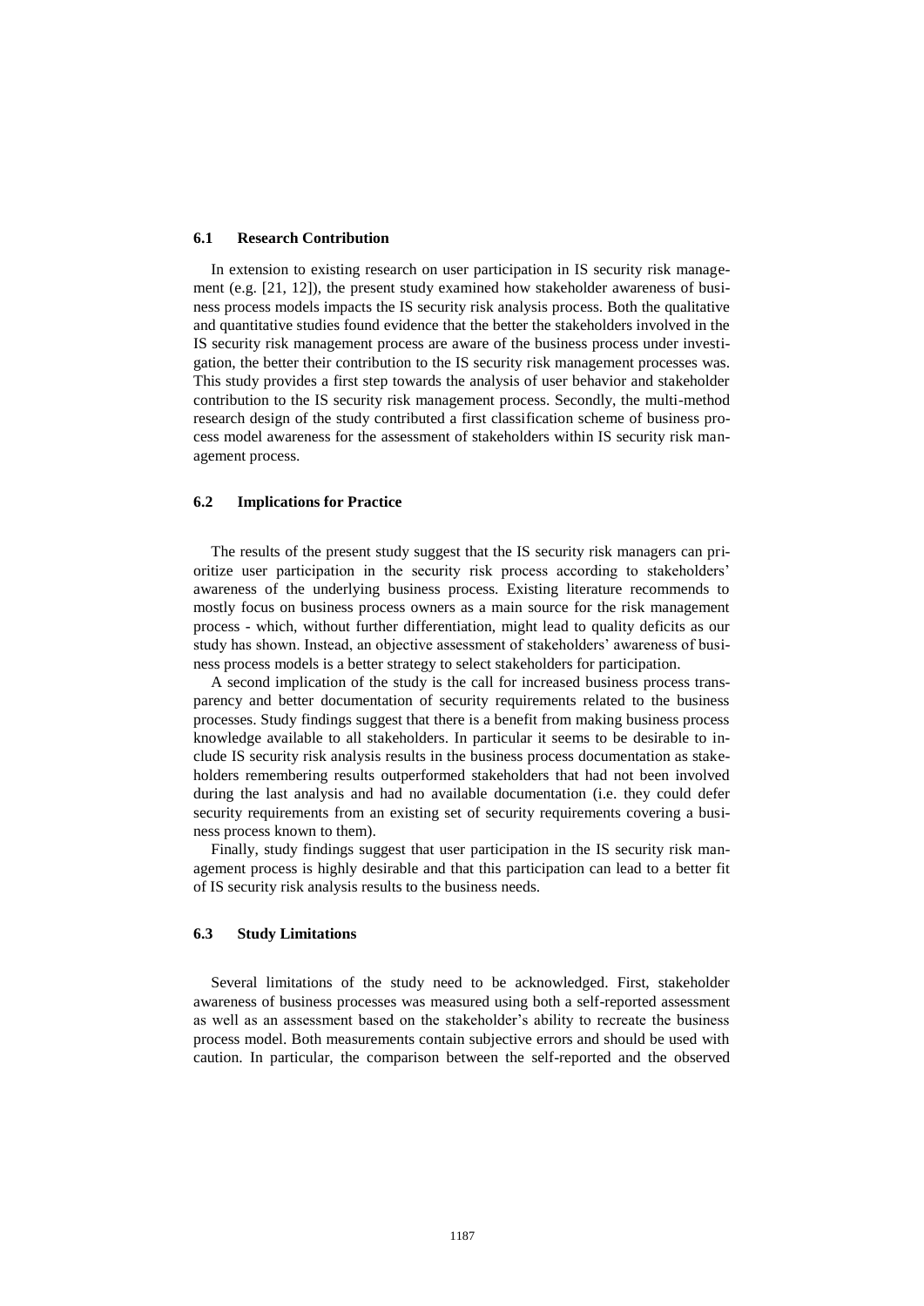### 6.1 Research Contribution

In extension to existing research on user participation in IS security risk management (e.g. [21, 12]), the present study examined how stakeholder awareness of business process models impacts the IS security risk analysis process. Both the qualitative and quantitative studies found evidence that the better the stakeholders involved in the IS security risk management process are aware of the business process under investigation, the better their contribution to the IS security risk management processes was. This study provides a first step towards the analysis of user behavior and stakeholder contribution to the IS security risk management process. Secondly, the multi-method research design of the study contributed a first classification scheme of business process model awareness for the assessment of stakeholders within IS security risk management process.

### 6.2 Implications for Practice

The results of the present study suggest that the IS security risk managers can prioritize user participation in the security risk process according to stakeholders' awareness of the underlying business process. Existing literature recommends to mostly focus on business process owners as a main source for the risk management process - which, without further differentiation, might lead to quality deficits as our study has shown. Instead, an objective assessment of stakeholders' awareness of business process models is a better strategy to select stakeholders for participation.

A second implication of the study is the call for increased business process transparency and better documentation of security requirements related to the business processes. Study findings suggest that there is a benefit from making business process knowledge available to all stakeholders. In particular it seems to be desirable to include IS security risk analysis results in the business process documentation as stakeholders remembering results outperformed stakeholders that had not been involved during the last analysis and had no available documentation (i.e. they could defer security requirements from an existing set of security requirements covering a business process known to them).

Finally, study findings suggest that user participation in the IS security risk management process is highly desirable and that this participation can lead to a better fit of IS security risk analysis results to the business needs.

### 6.3 Study Limitations

Several limitations of the study need to be acknowledged. First, stakeholder awareness of business processes was measured using both a self-reported assessment as well as an assessment based on the stakeholder's ability to recreate the business process model. Both measurements contain subjective errors and should be used with caution. In particular, the comparison between the self-reported and the observed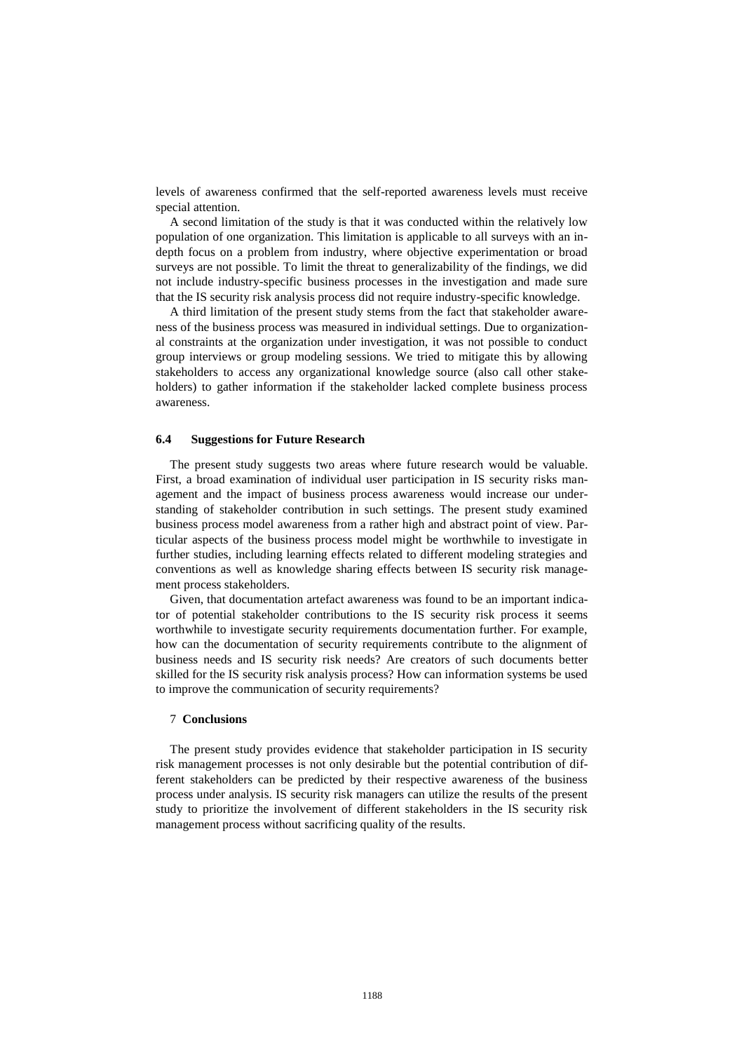levels of awareness confirmed that the self-reported awareness levels must receive special attention.

A second limitation of the study is that it was conducted within the relatively low population of one organization. This limitation is applicable to all surveys with an in-depth focus on a problem from industry, where objective experimentation or broad surveys are not possible. To limit the threat to generalizability of the findings, we did not include industry-specific business processes in the investigation and made sure that the IS security risk analysis process did not require industry-specific knowledge.

A third limitation of the present study stems from the fact that stakeholder awareness of the business process was measured in individual settings. Due to organizational constraints at the organization under investigation, it was not possible to conduct group interviews or group modeling sessions. We tried to mitigate this by allowing stakeholders to access any organizational knowledge source (also call other stakeholders) to gather information if the stakeholder lacked complete business process awareness.

### 6.4 Suggestions for Future Research

The present study suggests two areas where future research would be valuable. First, a broad examination of individual user participation in IS security risks management and the impact of business process awareness would increase our understanding of stakeholder contribution in such settings. The present study examined business process model awareness from a rather high and abstract point of view. Particular aspects of the business process model might be worthwhile to investigate in further studies, including learning effects related to different modeling strategies and conventions as well as knowledge sharing effects between IS security risk management process stakeholders.

Given, that documentation artefact awareness was found to be an important indicator of potential stakeholder contributions to the IS security risk process it seems worthwhile to investigate security requirements documentation further. For example, how can the documentation of security requirements contribute to the alignment of business needs and IS security risk needs? Are creators of such documents better skilled for the IS security risk analysis process? How can information systems be used to improve the communication of security requirements?

## 7 Conclusions

The present study provides evidence that stakeholder participation in IS security risk management processes is not only desirable but the potential contribution of different stakeholders can be predicted by their respective awareness of the business process under analysis. IS security risk managers can utilize the results of the present study to prioritize the involvement of different stakeholders in the IS security risk management process without sacrificing quality of the results.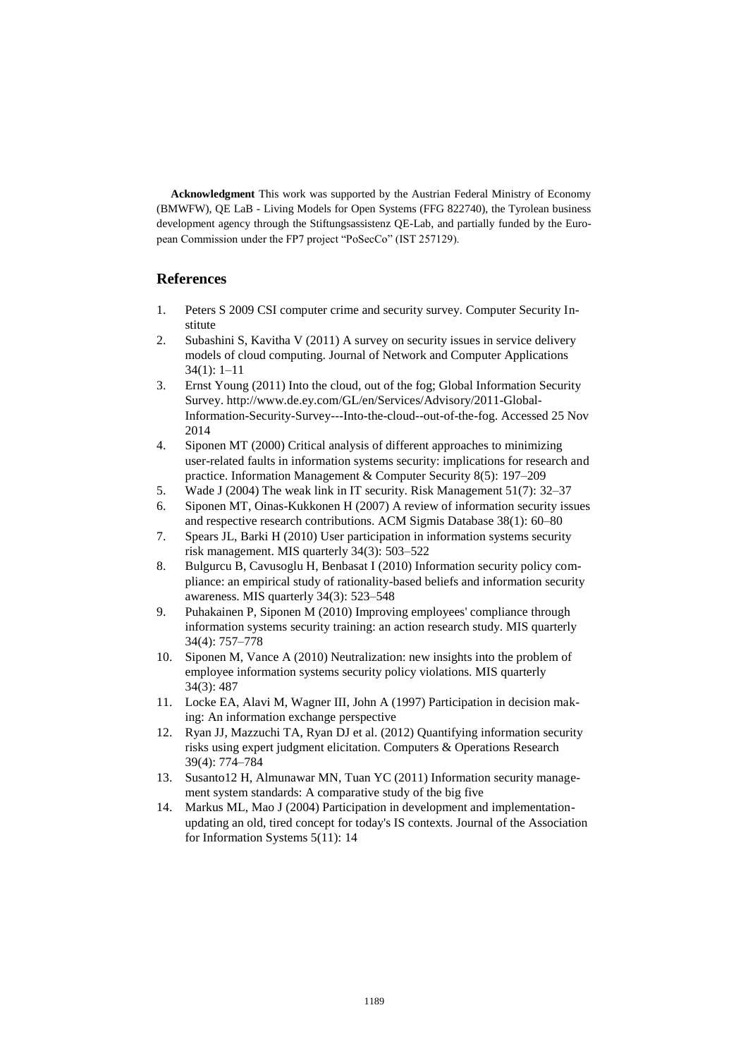**Acknowledgment** This work was supported by the Austrian Federal Ministry of Economy (BMWFW), QE LaB - Living Models for Open Systems (FFG 822740), the Tyrolean business development agency through the Stiftungsassistenz QE-Lab, and partially funded by the European Commission under the FP7 project "PoSecCo" (IST 257129).

## References

1. Peters S 2009 CSI computer crime and security survey. Computer Security Institute
2. Subashini S, Kavitha V (2011) A survey on security issues in service delivery models of cloud computing. Journal of Network and Computer Applications 34(1): 1–11
3. Ernst Young (2011) Into the cloud, out of the fog; Global Information Security Survey. http://www.de.ey.com/GL/en/Services/Advisory/2011-Global-Information-Security-Survey---Into-the-cloud--out-of-the-fog. Accessed 25 Nov 2014
4. Siponen MT (2000) Critical analysis of different approaches to minimizing user-related faults in information systems security: implications for research and practice. Information Management & Computer Security 8(5): 197–209
5. Wade J (2004) The weak link in IT security. Risk Management 51(7): 32–37
6. Siponen MT, Oinas-Kukkonen H (2007) A review of information security issues and respective research contributions. ACM Sigmis Database 38(1): 60–80
7. Spears JL, Barki H (2010) User participation in information systems security risk management. MIS quarterly 34(3): 503–522
8. Bulgurcu B, Cavusoglu H, Benbasat I (2010) Information security policy compliance: an empirical study of rationality-based beliefs and information security awareness. MIS quarterly 34(3): 523–548
9. Puhakainen P, Siponen M (2010) Improving employees' compliance through information systems security training: an action research study. MIS quarterly 34(4): 757–778
10. Siponen M, Vance A (2010) Neutralization: new insights into the problem of employee information systems security policy violations. MIS quarterly 34(3): 487
11. Locke EA, Alavi M, Wagner III, John A (1997) Participation in decision making: An information exchange perspective
12. Ryan JJ, Mazzuchi TA, Ryan DJ et al. (2012) Quantifying information security risks using expert judgment elicitation. Computers & Operations Research 39(4): 774–784
13. Susanto12 H, Almunawar MN, Tuan YC (2011) Information security management system standards: A comparative study of the big five
14. Markus ML, Mao J (2004) Participation in development and implementation-updating an old, tired concept for today's IS contexts. Journal of the Association for Information Systems 5(11): 14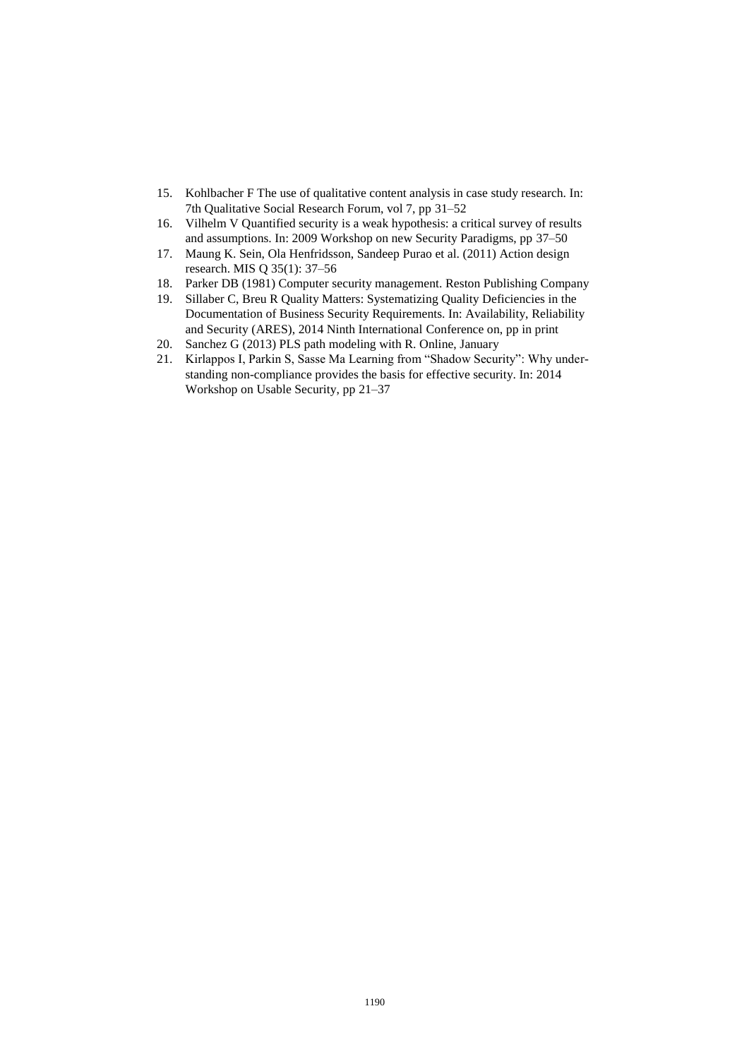15. Kohlbacher F The use of qualitative content analysis in case study research. In: 7th Qualitative Social Research Forum, vol 7, pp 31–52
16. Vilhelm V Quantified security is a weak hypothesis: a critical survey of results and assumptions. In: 2009 Workshop on new Security Paradigms, pp 37–50
17. Maung K. Sein, Ola Henfridsson, Sandeep Purao et al. (2011) Action design research. MIS Q 35(1): 37–56
18. Parker DB (1981) Computer security management. Reston Publishing Company
19. Sillaber C, Breu R Quality Matters: Systematizing Quality Deficiencies in the Documentation of Business Security Requirements. In: Availability, Reliability and Security (ARES), 2014 Ninth International Conference on, pp in print
20. Sanchez G (2013) PLS path modeling with R. Online, January
21. Kirlappos I, Parkin S, Sasse Ma Learning from "Shadow Security": Why understanding non-compliance provides the basis for effective security. In: 2014 Workshop on Usable Security, pp 21–37